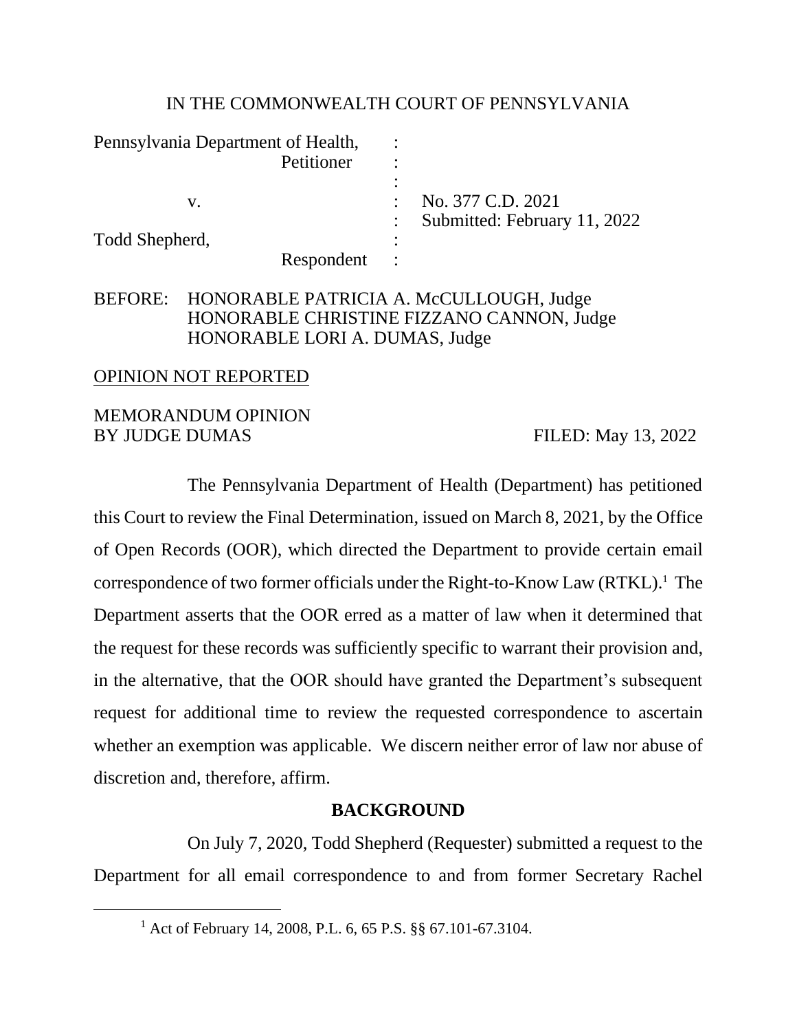IN THE COMMONWEALTH COURT OF PENNSYLVANIA

| | | |
|---|---|---|
| Pennsylvania Department of Health, Petitioner | : | |
| | : | |
| v. | : | No. 377 C.D. 2021 |
| | : | Submitted: February 11, 2022 |
| Todd Shepherd, Respondent | : | |

BEFORE: HONORABLE PATRICIA A. McCULLOUGH, Judge
HONORABLE CHRISTINE FIZZANO CANNON, Judge
HONORABLE LORI A. DUMAS, Judge

OPINION NOT REPORTED

MEMORANDUM OPINION
BY JUDGE DUMAS FILED: May 13, 2022

The Pennsylvania Department of Health (Department) has petitioned this Court to review the Final Determination, issued on March 8, 2021, by the Office of Open Records (OOR), which directed the Department to provide certain email correspondence of two former officials under the Right-to-Know Law (RTKL).[1] The Department asserts that the OOR erred as a matter of law when it determined that the request for these records was sufficiently specific to warrant their provision and, in the alternative, that the OOR should have granted the Department's subsequent request for additional time to review the requested correspondence to ascertain whether an exemption was applicable. We discern neither error of law nor abuse of discretion and, therefore, affirm.

**BACKGROUND**

On July 7, 2020, Todd Shepherd (Requester) submitted a request to the Department for all email correspondence to and from former Secretary Rachel

[1] Act of February 14, 2008, P.L. 6, 65 P.S. §§ 67.101-67.3104.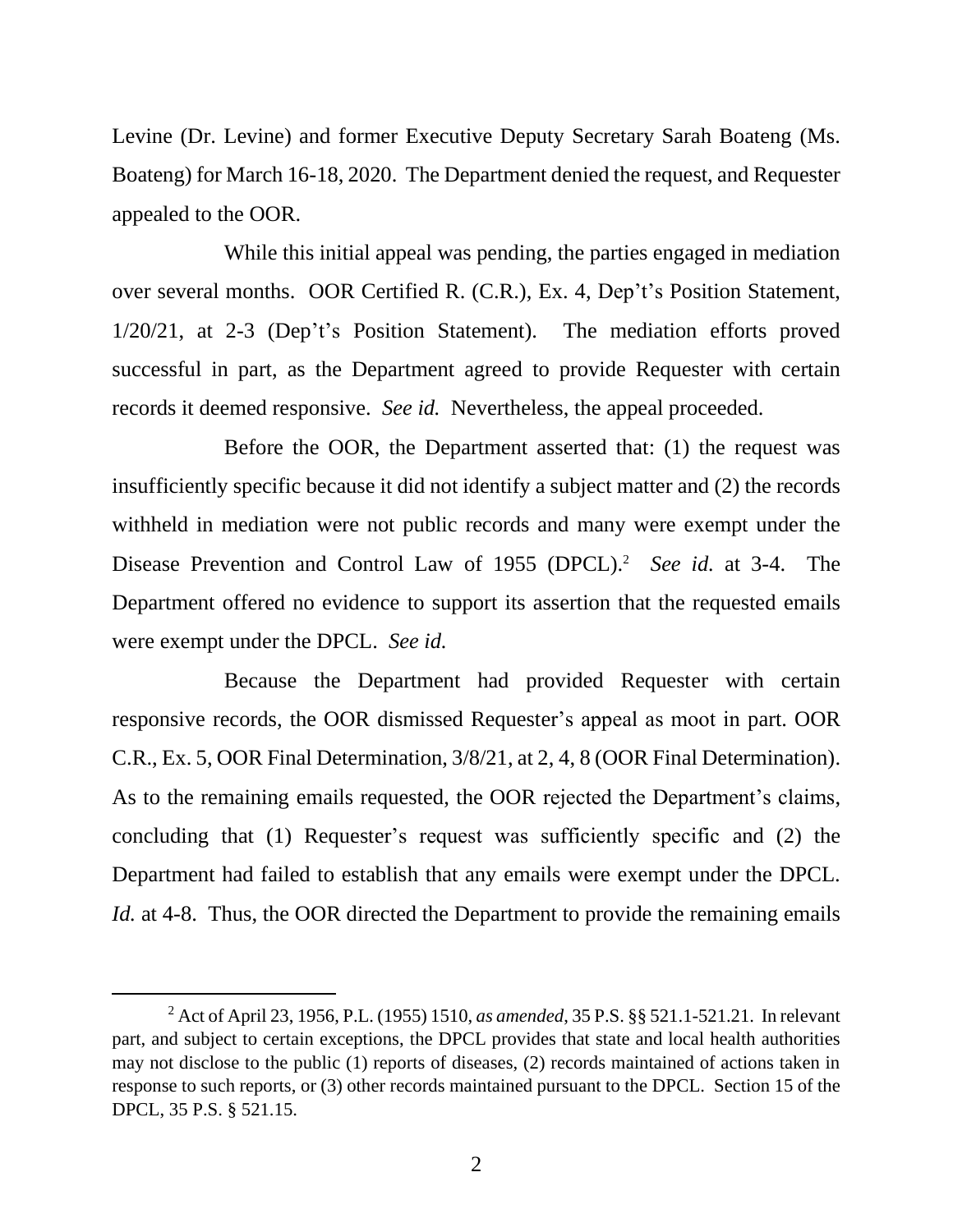Levine (Dr. Levine) and former Executive Deputy Secretary Sarah Boateng (Ms. Boateng) for March 16-18, 2020. The Department denied the request, and Requester appealed to the OOR.

While this initial appeal was pending, the parties engaged in mediation over several months. OOR Certified R. (C.R.), Ex. 4, Dep't's Position Statement, 1/20/21, at 2-3 (Dep't's Position Statement). The mediation efforts proved successful in part, as the Department agreed to provide Requester with certain records it deemed responsive. *See id.* Nevertheless, the appeal proceeded.

Before the OOR, the Department asserted that: (1) the request was insufficiently specific because it did not identify a subject matter and (2) the records withheld in mediation were not public records and many were exempt under the Disease Prevention and Control Law of 1955 (DPCL).[2] *See id.* at 3-4. The Department offered no evidence to support its assertion that the requested emails were exempt under the DPCL. *See id.*

Because the Department had provided Requester with certain responsive records, the OOR dismissed Requester's appeal as moot in part. OOR C.R., Ex. 5, OOR Final Determination, 3/8/21, at 2, 4, 8 (OOR Final Determination). As to the remaining emails requested, the OOR rejected the Department's claims, concluding that (1) Requester's request was sufficiently specific and (2) the Department had failed to establish that any emails were exempt under the DPCL. *Id.* at 4-8. Thus, the OOR directed the Department to provide the remaining emails

[2] Act of April 23, 1956, P.L. (1955) 1510, *as amended*, 35 P.S. §§ 521.1-521.21. In relevant part, and subject to certain exceptions, the DPCL provides that state and local health authorities may not disclose to the public (1) reports of diseases, (2) records maintained of actions taken in response to such reports, or (3) other records maintained pursuant to the DPCL. Section 15 of the DPCL, 35 P.S. § 521.15.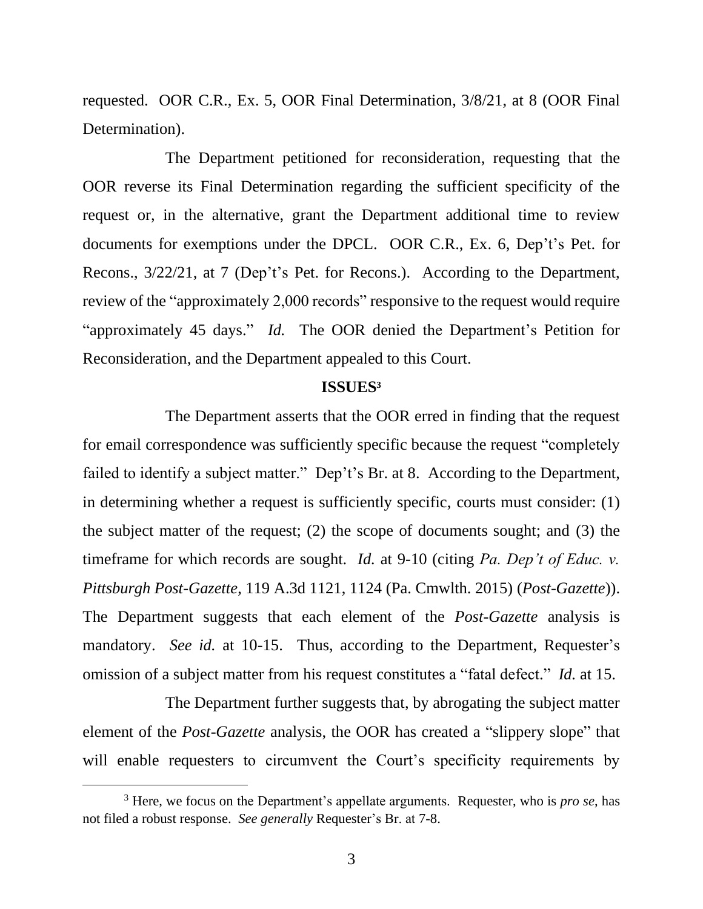requested. OOR C.R., Ex. 5, OOR Final Determination, 3/8/21, at 8 (OOR Final Determination).

The Department petitioned for reconsideration, requesting that the OOR reverse its Final Determination regarding the sufficient specificity of the request or, in the alternative, grant the Department additional time to review documents for exemptions under the DPCL. OOR C.R., Ex. 6, Dep't's Pet. for Recons., 3/22/21, at 7 (Dep't's Pet. for Recons.). According to the Department, review of the "approximately 2,000 records" responsive to the request would require "approximately 45 days." *Id.* The OOR denied the Department's Petition for Reconsideration, and the Department appealed to this Court.

**ISSUES**[3]

The Department asserts that the OOR erred in finding that the request for email correspondence was sufficiently specific because the request "completely failed to identify a subject matter." Dep't's Br. at 8. According to the Department, in determining whether a request is sufficiently specific, courts must consider: (1) the subject matter of the request; (2) the scope of documents sought; and (3) the timeframe for which records are sought. *Id.* at 9-10 (citing *Pa. Dep't of Educ. v. Pittsburgh Post-Gazette*, 119 A.3d 1121, 1124 (Pa. Cmwlth. 2015) (*Post-Gazette*)). The Department suggests that each element of the *Post-Gazette* analysis is mandatory. *See id.* at 10-15. Thus, according to the Department, Requester's omission of a subject matter from his request constitutes a "fatal defect." *Id.* at 15.

The Department further suggests that, by abrogating the subject matter element of the *Post-Gazette* analysis, the OOR has created a "slippery slope" that will enable requesters to circumvent the Court's specificity requirements by

---

[3] Here, we focus on the Department's appellate arguments. Requester, who is *pro se*, has not filed a robust response. *See generally* Requester's Br. at 7-8.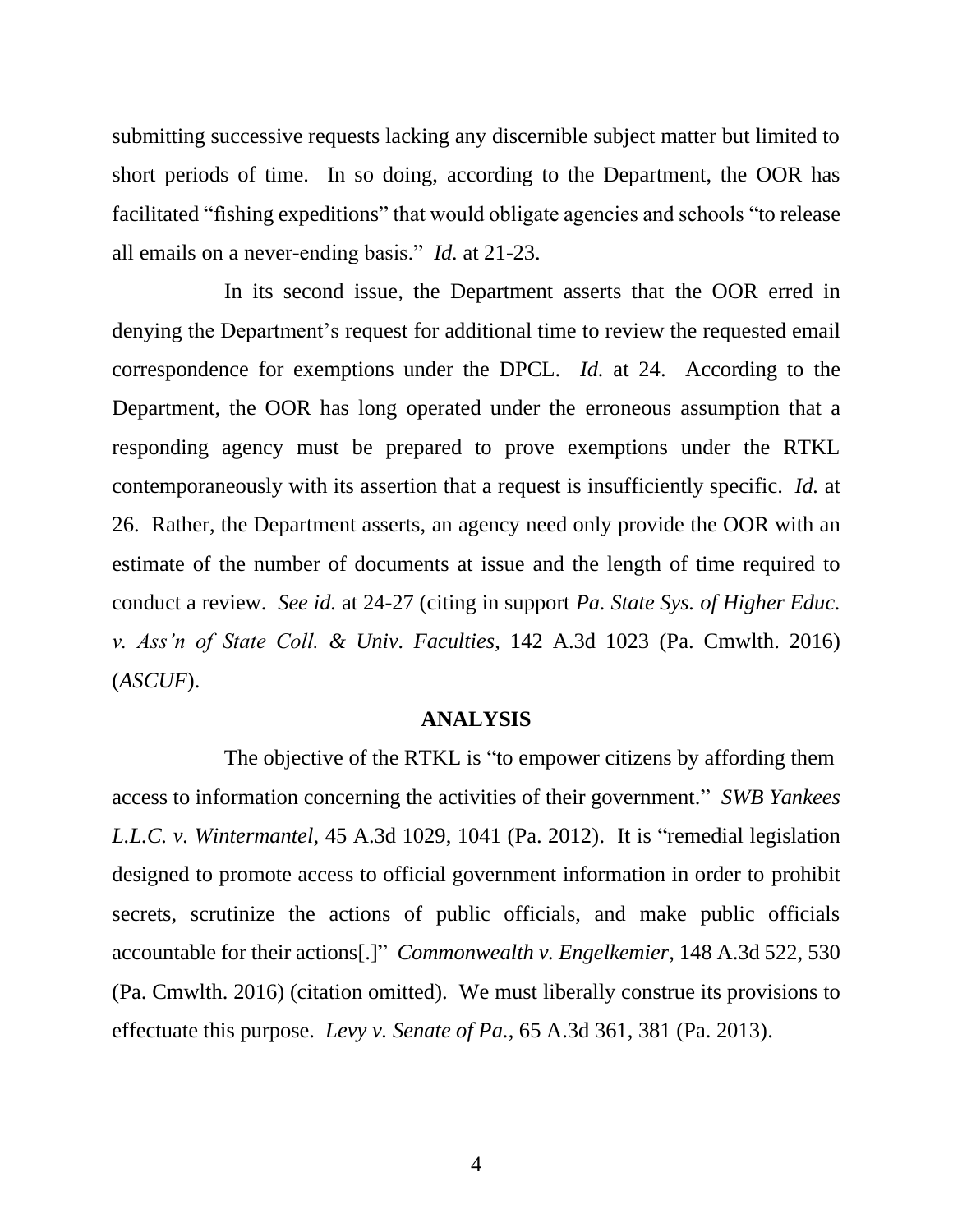submitting successive requests lacking any discernible subject matter but limited to short periods of time. In so doing, according to the Department, the OOR has facilitated "fishing expeditions" that would obligate agencies and schools "to release all emails on a never-ending basis." *Id.* at 21-23.

In its second issue, the Department asserts that the OOR erred in denying the Department's request for additional time to review the requested email correspondence for exemptions under the DPCL. *Id.* at 24. According to the Department, the OOR has long operated under the erroneous assumption that a responding agency must be prepared to prove exemptions under the RTKL contemporaneously with its assertion that a request is insufficiently specific. *Id.* at 26. Rather, the Department asserts, an agency need only provide the OOR with an estimate of the number of documents at issue and the length of time required to conduct a review. *See id.* at 24-27 (citing in support *Pa. State Sys. of Higher Educ. v. Ass'n of State Coll. & Univ. Faculties*, 142 A.3d 1023 (Pa. Cmwlth. 2016) (*ASCUF*).

**ANALYSIS**

The objective of the RTKL is "to empower citizens by affording them access to information concerning the activities of their government." *SWB Yankees L.L.C. v. Wintermantel*, 45 A.3d 1029, 1041 (Pa. 2012). It is "remedial legislation designed to promote access to official government information in order to prohibit secrets, scrutinize the actions of public officials, and make public officials accountable for their actions[.]" *Commonwealth v. Engelkemier*, 148 A.3d 522, 530 (Pa. Cmwlth. 2016) (citation omitted). We must liberally construe its provisions to effectuate this purpose. *Levy v. Senate of Pa.*, 65 A.3d 361, 381 (Pa. 2013).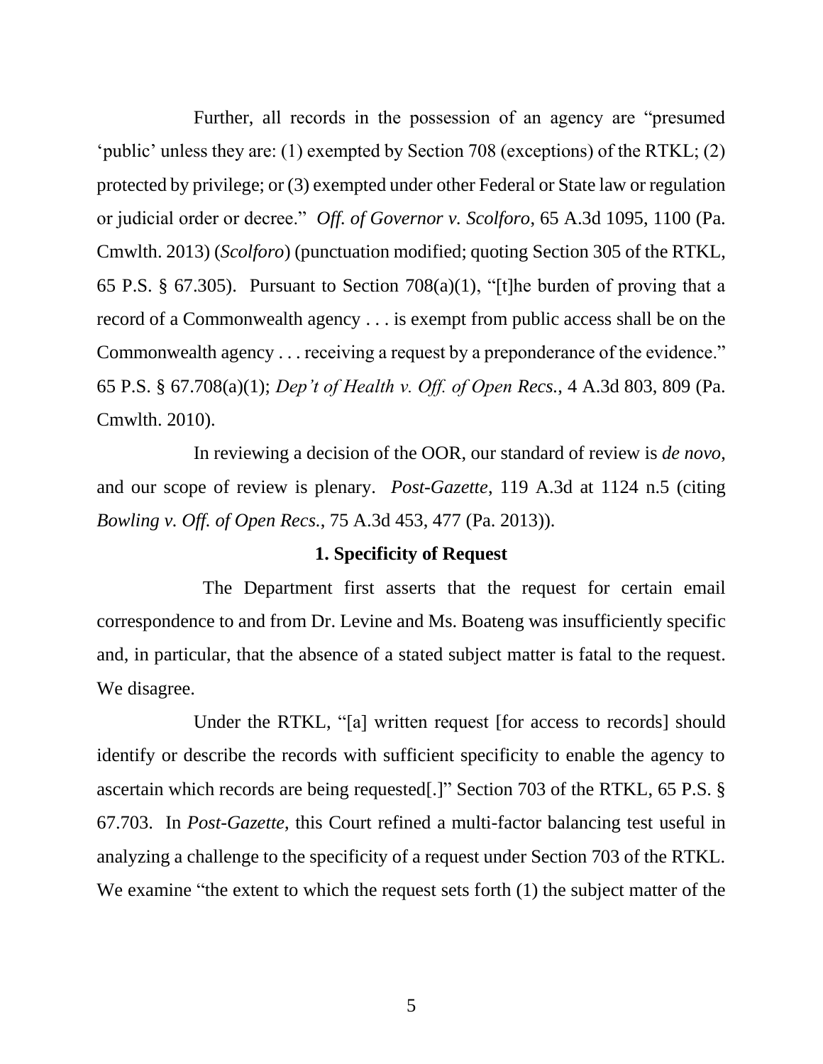Further, all records in the possession of an agency are "presumed 'public' unless they are: (1) exempted by Section 708 (exceptions) of the RTKL; (2) protected by privilege; or (3) exempted under other Federal or State law or regulation or judicial order or decree." *Off. of Governor v. Scolforo*, 65 A.3d 1095, 1100 (Pa. Cmwlth. 2013) (*Scolforo*) (punctuation modified; quoting Section 305 of the RTKL, 65 P.S. § 67.305). Pursuant to Section 708(a)(1), "[t]he burden of proving that a record of a Commonwealth agency . . . is exempt from public access shall be on the Commonwealth agency . . . receiving a request by a preponderance of the evidence." 65 P.S. § 67.708(a)(1); *Dep't of Health v. Off. of Open Recs.*, 4 A.3d 803, 809 (Pa. Cmwlth. 2010).

In reviewing a decision of the OOR, our standard of review is *de novo*, and our scope of review is plenary. *Post-Gazette*, 119 A.3d at 1124 n.5 (citing *Bowling v. Off. of Open Recs.*, 75 A.3d 453, 477 (Pa. 2013)).

**1. Specificity of Request**

The Department first asserts that the request for certain email correspondence to and from Dr. Levine and Ms. Boateng was insufficiently specific and, in particular, that the absence of a stated subject matter is fatal to the request. We disagree.

Under the RTKL, "[a] written request [for access to records] should identify or describe the records with sufficient specificity to enable the agency to ascertain which records are being requested[.]" Section 703 of the RTKL, 65 P.S. § 67.703. In *Post-Gazette*, this Court refined a multi-factor balancing test useful in analyzing a challenge to the specificity of a request under Section 703 of the RTKL. We examine "the extent to which the request sets forth (1) the subject matter of the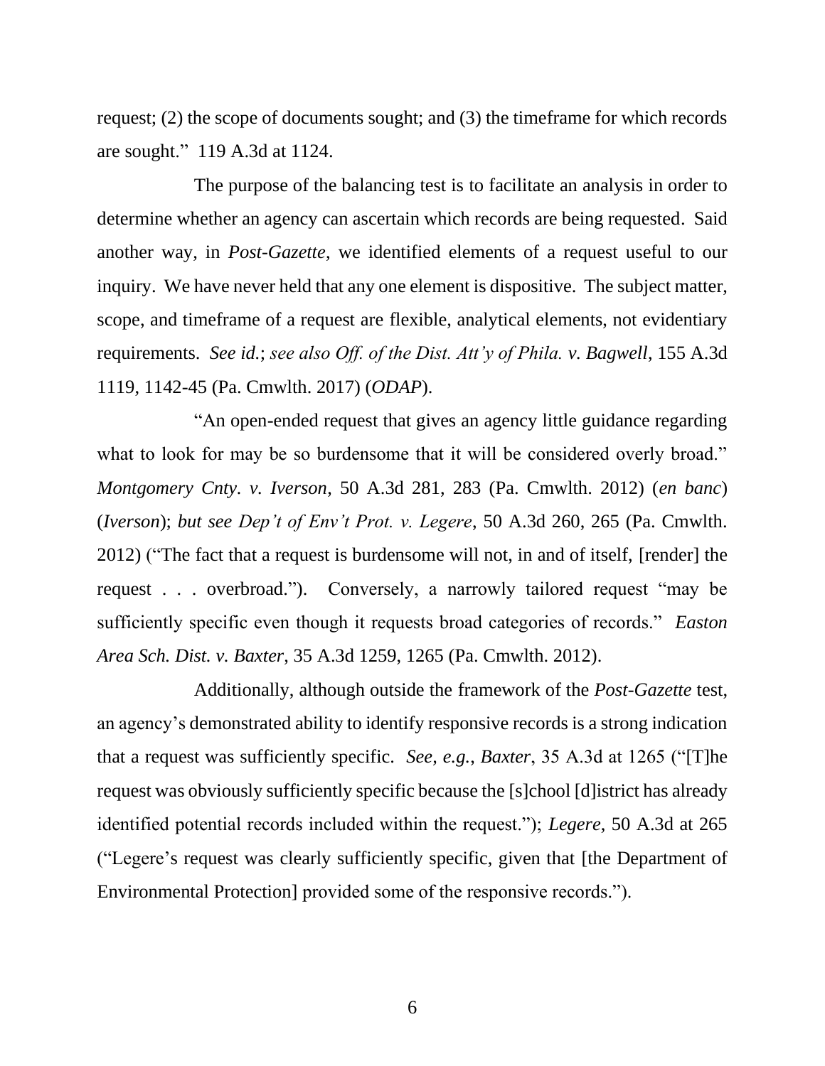request; (2) the scope of documents sought; and (3) the timeframe for which records are sought." 119 A.3d at 1124.

The purpose of the balancing test is to facilitate an analysis in order to determine whether an agency can ascertain which records are being requested. Said another way, in *Post-Gazette*, we identified elements of a request useful to our inquiry. We have never held that any one element is dispositive. The subject matter, scope, and timeframe of a request are flexible, analytical elements, not evidentiary requirements. *See id.*; *see also Off. of the Dist. Att'y of Phila. v. Bagwell*, 155 A.3d 1119, 1142-45 (Pa. Cmwlth. 2017) (*ODAP*).

"An open-ended request that gives an agency little guidance regarding what to look for may be so burdensome that it will be considered overly broad." *Montgomery Cnty. v. Iverson*, 50 A.3d 281, 283 (Pa. Cmwlth. 2012) (*en banc*) (*Iverson*); *but see Dep't of Env't Prot. v. Legere*, 50 A.3d 260, 265 (Pa. Cmwlth. 2012) ("The fact that a request is burdensome will not, in and of itself, [render] the request . . . overbroad."). Conversely, a narrowly tailored request "may be sufficiently specific even though it requests broad categories of records." *Easton Area Sch. Dist. v. Baxter*, 35 A.3d 1259, 1265 (Pa. Cmwlth. 2012).

Additionally, although outside the framework of the *Post-Gazette* test, an agency's demonstrated ability to identify responsive records is a strong indication that a request was sufficiently specific. *See, e.g.*, *Baxter*, 35 A.3d at 1265 ("[T]he request was obviously sufficiently specific because the [s]chool [d]istrict has already identified potential records included within the request."); *Legere*, 50 A.3d at 265 ("Legere's request was clearly sufficiently specific, given that [the Department of Environmental Protection] provided some of the responsive records.").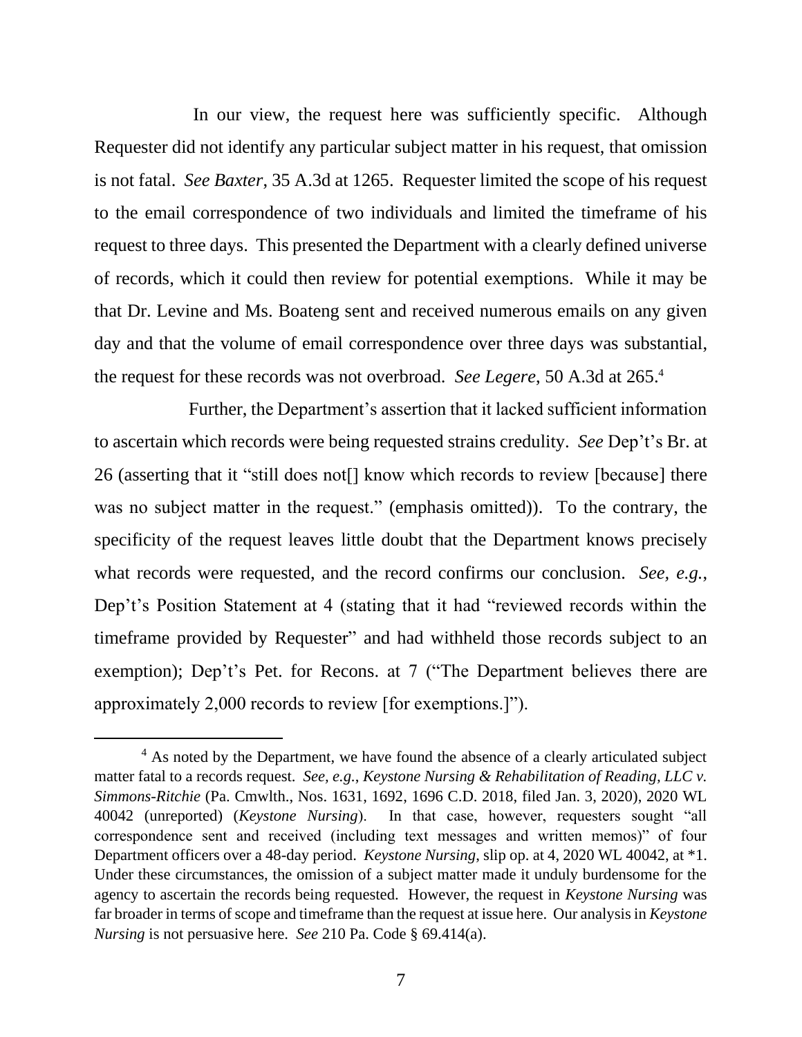In our view, the request here was sufficiently specific. Although Requester did not identify any particular subject matter in his request, that omission is not fatal. *See Baxter*, 35 A.3d at 1265. Requester limited the scope of his request to the email correspondence of two individuals and limited the timeframe of his request to three days. This presented the Department with a clearly defined universe of records, which it could then review for potential exemptions. While it may be that Dr. Levine and Ms. Boateng sent and received numerous emails on any given day and that the volume of email correspondence over three days was substantial, the request for these records was not overbroad. *See Legere*, 50 A.3d at 265.[4]

Further, the Department's assertion that it lacked sufficient information to ascertain which records were being requested strains credulity. *See* Dep't's Br. at 26 (asserting that it "still does not[] know which records to review [because] there was no subject matter in the request." (emphasis omitted)). To the contrary, the specificity of the request leaves little doubt that the Department knows precisely what records were requested, and the record confirms our conclusion. *See, e.g.*, Dep't's Position Statement at 4 (stating that it had "reviewed records within the timeframe provided by Requester" and had withheld those records subject to an exemption); Dep't's Pet. for Recons. at 7 ("The Department believes there are approximately 2,000 records to review [for exemptions.]").

---

[4] As noted by the Department, we have found the absence of a clearly articulated subject matter fatal to a records request. *See, e.g.*, *Keystone Nursing & Rehabilitation of Reading, LLC v. Simmons-Ritchie* (Pa. Cmwlth., Nos. 1631, 1692, 1696 C.D. 2018, filed Jan. 3, 2020), 2020 WL 40042 (unreported) (*Keystone Nursing*). In that case, however, requesters sought "all correspondence sent and received (including text messages and written memos)" of four Department officers over a 48-day period. *Keystone Nursing*, slip op. at 4, 2020 WL 40042, at *1. Under these circumstances, the omission of a subject matter made it unduly burdensome for the agency to ascertain the records being requested. However, the request in *Keystone Nursing* was far broader in terms of scope and timeframe than the request at issue here. Our analysis in *Keystone Nursing* is not persuasive here. *See* 210 Pa. Code § 69.414(a).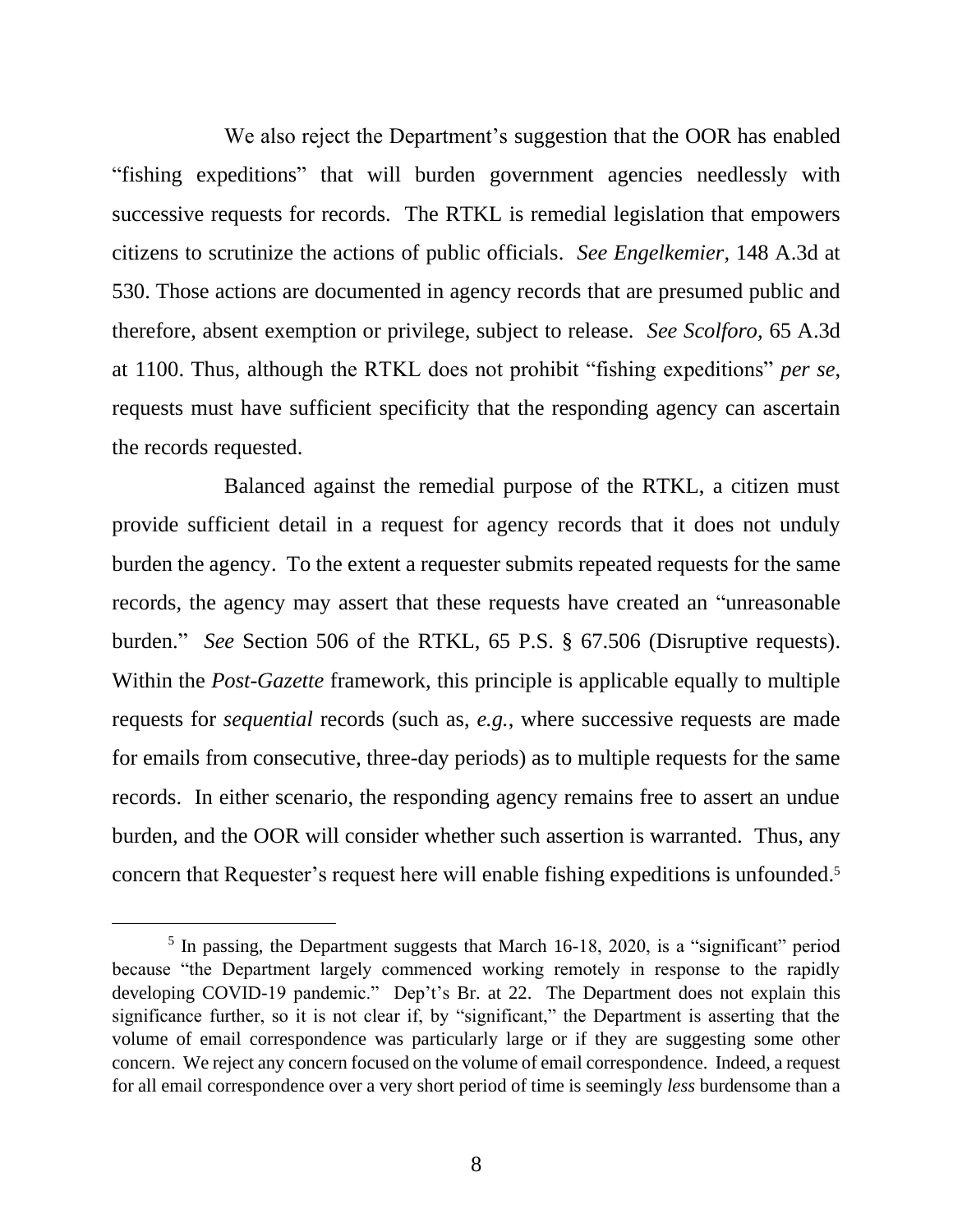We also reject the Department's suggestion that the OOR has enabled "fishing expeditions" that will burden government agencies needlessly with successive requests for records. The RTKL is remedial legislation that empowers citizens to scrutinize the actions of public officials. *See Engelkemier*, 148 A.3d at 530. Those actions are documented in agency records that are presumed public and therefore, absent exemption or privilege, subject to release. *See Scolforo*, 65 A.3d at 1100. Thus, although the RTKL does not prohibit "fishing expeditions" *per se*, requests must have sufficient specificity that the responding agency can ascertain the records requested.

Balanced against the remedial purpose of the RTKL, a citizen must provide sufficient detail in a request for agency records that it does not unduly burden the agency. To the extent a requester submits repeated requests for the same records, the agency may assert that these requests have created an "unreasonable burden." *See* Section 506 of the RTKL, 65 P.S. § 67.506 (Disruptive requests). Within the *Post-Gazette* framework, this principle is applicable equally to multiple requests for *sequential* records (such as, *e.g.*, where successive requests are made for emails from consecutive, three-day periods) as to multiple requests for the same records. In either scenario, the responding agency remains free to assert an undue burden, and the OOR will consider whether such assertion is warranted. Thus, any concern that Requester's request here will enable fishing expeditions is unfounded.[5]

---

[5] In passing, the Department suggests that March 16-18, 2020, is a "significant" period because "the Department largely commenced working remotely in response to the rapidly developing COVID-19 pandemic." Dep't's Br. at 22. The Department does not explain this significance further, so it is not clear if, by "significant," the Department is asserting that the volume of email correspondence was particularly large or if they are suggesting some other concern. We reject any concern focused on the volume of email correspondence. Indeed, a request for all email correspondence over a very short period of time is seemingly *less* burdensome than a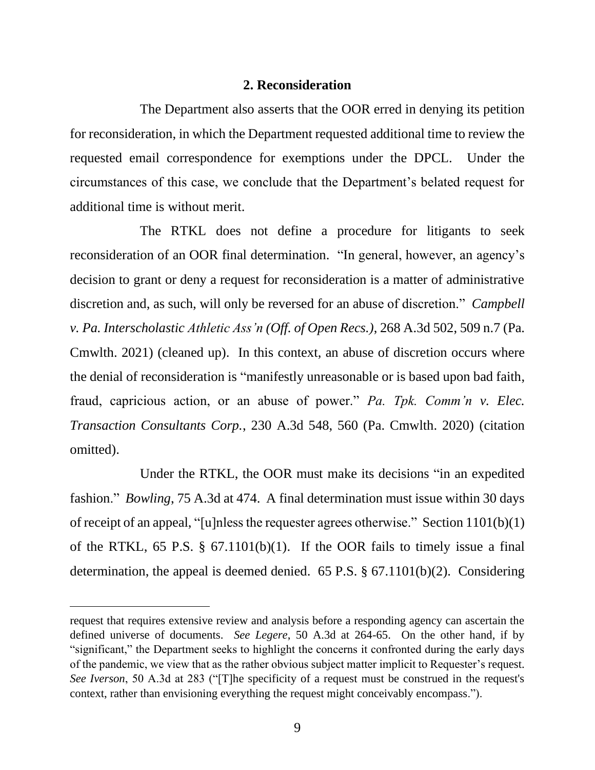**2. Reconsideration**

The Department also asserts that the OOR erred in denying its petition for reconsideration, in which the Department requested additional time to review the requested email correspondence for exemptions under the DPCL. Under the circumstances of this case, we conclude that the Department's belated request for additional time is without merit.

The RTKL does not define a procedure for litigants to seek reconsideration of an OOR final determination. "In general, however, an agency's decision to grant or deny a request for reconsideration is a matter of administrative discretion and, as such, will only be reversed for an abuse of discretion." *Campbell v. Pa. Interscholastic Athletic Ass'n (Off. of Open Recs.)*, 268 A.3d 502, 509 n.7 (Pa. Cmwlth. 2021) (cleaned up). In this context, an abuse of discretion occurs where the denial of reconsideration is "manifestly unreasonable or is based upon bad faith, fraud, capricious action, or an abuse of power." *Pa. Tpk. Comm'n v. Elec. Transaction Consultants Corp.*, 230 A.3d 548, 560 (Pa. Cmwlth. 2020) (citation omitted).

Under the RTKL, the OOR must make its decisions "in an expedited fashion." *Bowling*, 75 A.3d at 474. A final determination must issue within 30 days of receipt of an appeal, "[u]nless the requester agrees otherwise." Section 1101(b)(1) of the RTKL, 65 P.S. § 67.1101(b)(1). If the OOR fails to timely issue a final determination, the appeal is deemed denied. 65 P.S. § 67.1101(b)(2). Considering

---

request that requires extensive review and analysis before a responding agency can ascertain the defined universe of documents. *See Legere*, 50 A.3d at 264-65. On the other hand, if by "significant," the Department seeks to highlight the concerns it confronted during the early days of the pandemic, we view that as the rather obvious subject matter implicit to Requester's request. *See Iverson*, 50 A.3d at 283 ("[T]he specificity of a request must be construed in the request's context, rather than envisioning everything the request might conceivably encompass.").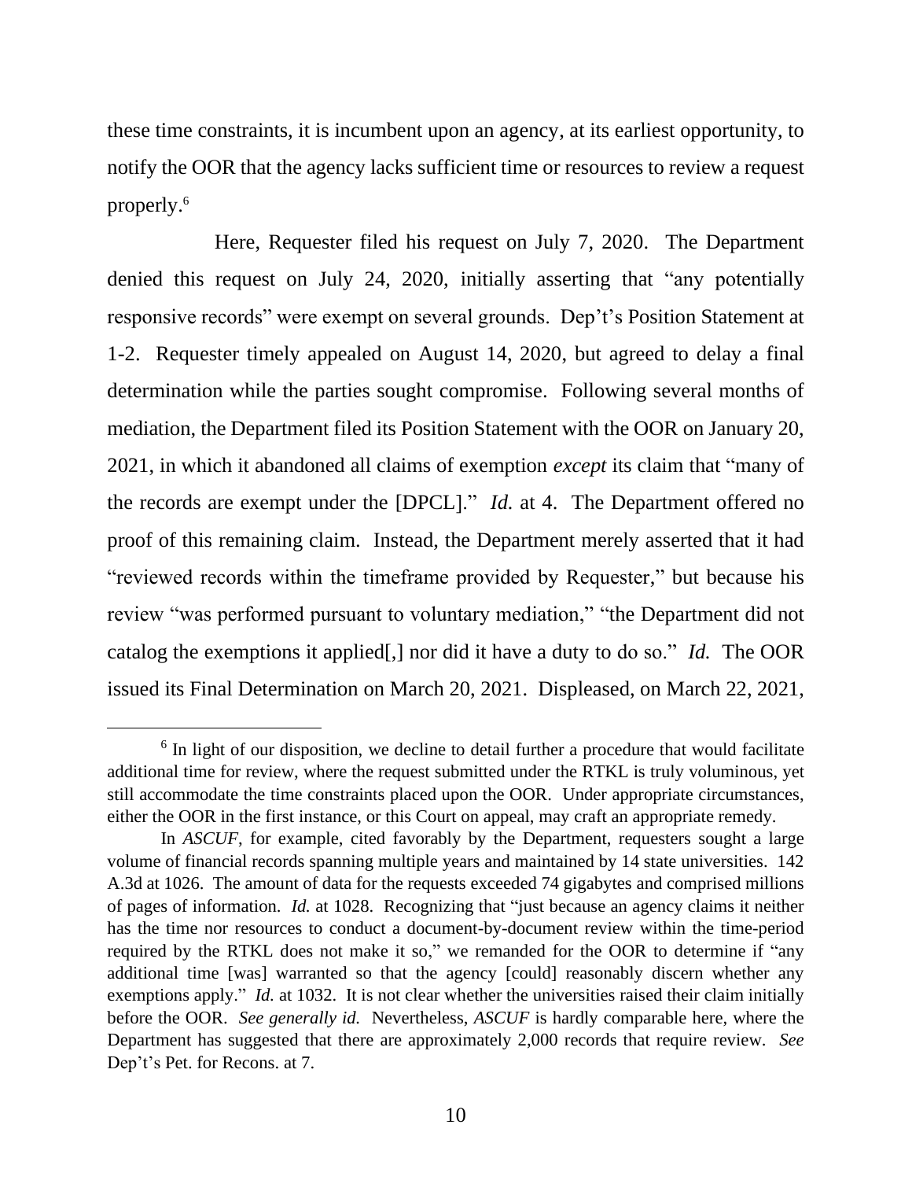these time constraints, it is incumbent upon an agency, at its earliest opportunity, to notify the OOR that the agency lacks sufficient time or resources to review a request properly.[6]

Here, Requester filed his request on July 7, 2020. The Department denied this request on July 24, 2020, initially asserting that "any potentially responsive records" were exempt on several grounds. Dep't's Position Statement at 1-2. Requester timely appealed on August 14, 2020, but agreed to delay a final determination while the parties sought compromise. Following several months of mediation, the Department filed its Position Statement with the OOR on January 20, 2021, in which it abandoned all claims of exemption *except* its claim that "many of the records are exempt under the [DPCL]." *Id.* at 4. The Department offered no proof of this remaining claim. Instead, the Department merely asserted that it had "reviewed records within the timeframe provided by Requester," but because his review "was performed pursuant to voluntary mediation," "the Department did not catalog the exemptions it applied[,] nor did it have a duty to do so." *Id.* The OOR issued its Final Determination on March 20, 2021. Displeased, on March 22, 2021,

---

[6] In light of our disposition, we decline to detail further a procedure that would facilitate additional time for review, where the request submitted under the RTKL is truly voluminous, yet still accommodate the time constraints placed upon the OOR. Under appropriate circumstances, either the OOR in the first instance, or this Court on appeal, may craft an appropriate remedy.

In *ASCUF*, for example, cited favorably by the Department, requesters sought a large volume of financial records spanning multiple years and maintained by 14 state universities. 142 A.3d at 1026. The amount of data for the requests exceeded 74 gigabytes and comprised millions of pages of information. *Id.* at 1028. Recognizing that "just because an agency claims it neither has the time nor resources to conduct a document-by-document review within the time-period required by the RTKL does not make it so," we remanded for the OOR to determine if "any additional time [was] warranted so that the agency [could] reasonably discern whether any exemptions apply." *Id.* at 1032. It is not clear whether the universities raised their claim initially before the OOR. *See generally id.* Nevertheless, *ASCUF* is hardly comparable here, where the Department has suggested that there are approximately 2,000 records that require review. *See* Dep't's Pet. for Recons. at 7.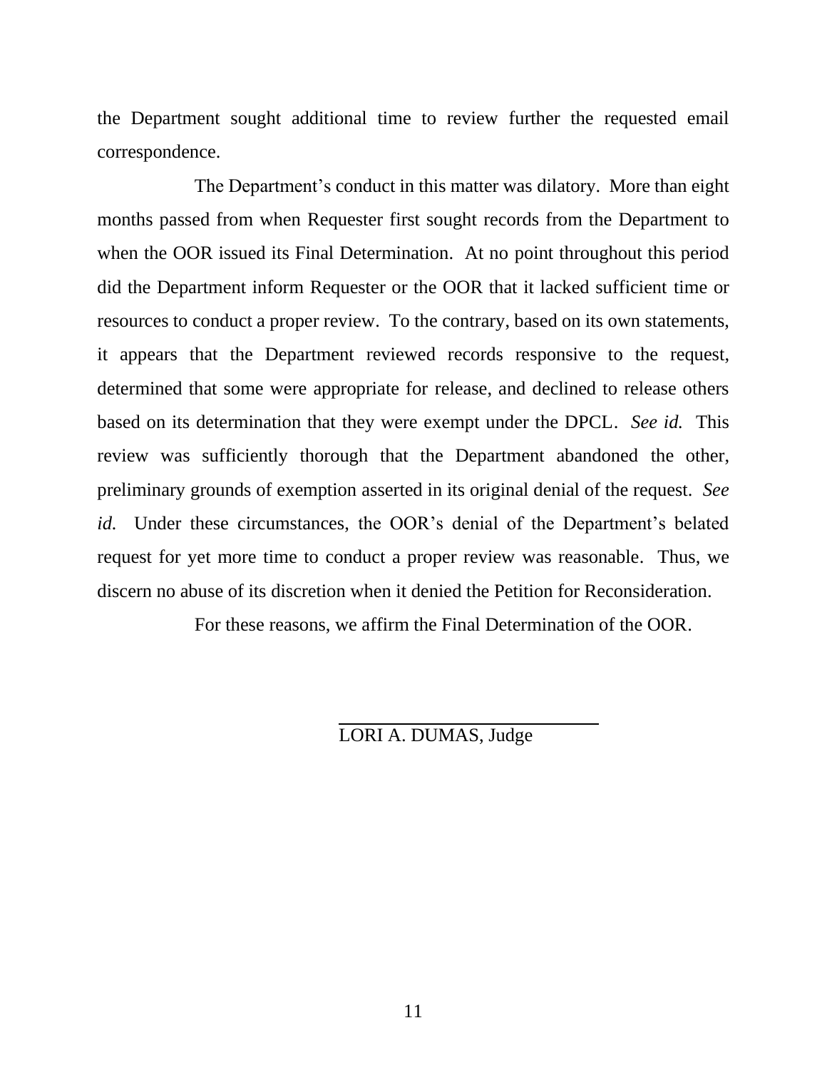the Department sought additional time to review further the requested email correspondence.

The Department's conduct in this matter was dilatory. More than eight months passed from when Requester first sought records from the Department to when the OOR issued its Final Determination. At no point throughout this period did the Department inform Requester or the OOR that it lacked sufficient time or resources to conduct a proper review. To the contrary, based on its own statements, it appears that the Department reviewed records responsive to the request, determined that some were appropriate for release, and declined to release others based on its determination that they were exempt under the DPCL. *See id.* This review was sufficiently thorough that the Department abandoned the other, preliminary grounds of exemption asserted in its original denial of the request. *See id.* Under these circumstances, the OOR's denial of the Department's belated request for yet more time to conduct a proper review was reasonable. Thus, we discern no abuse of its discretion when it denied the Petition for Reconsideration.

For these reasons, we affirm the Final Determination of the OOR.

LORI A. DUMAS, Judge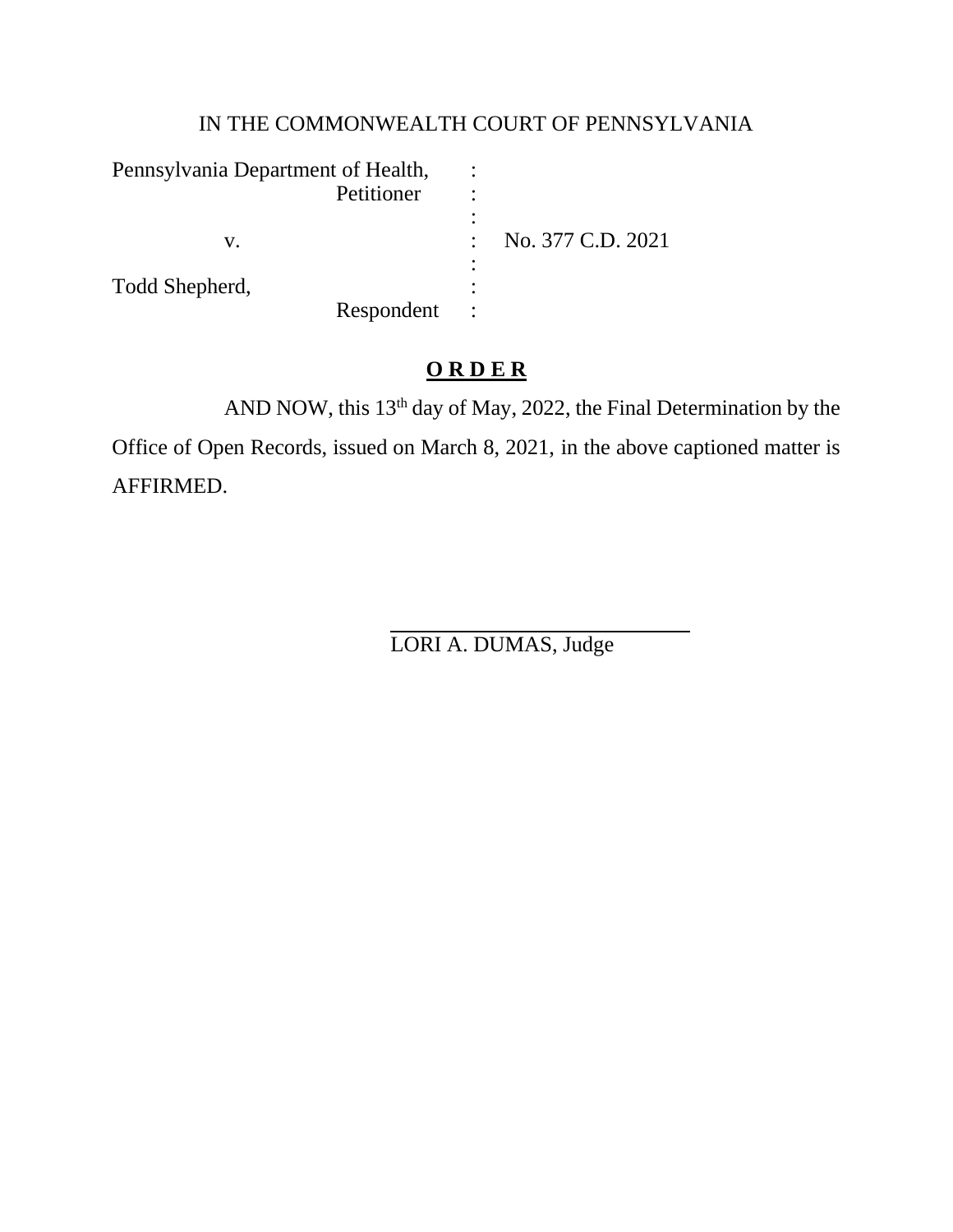IN THE COMMONWEALTH COURT OF PENNSYLVANIA

Pennsylvania Department of Health, :
Petitioner :
:
v. : No. 377 C.D. 2021
:
Todd Shepherd, :
Respondent :

**O R D E R**

AND NOW, this 13th day of May, 2022, the Final Determination by the Office of Open Records, issued on March 8, 2021, in the above captioned matter is AFFIRMED.

LORI A. DUMAS, Judge